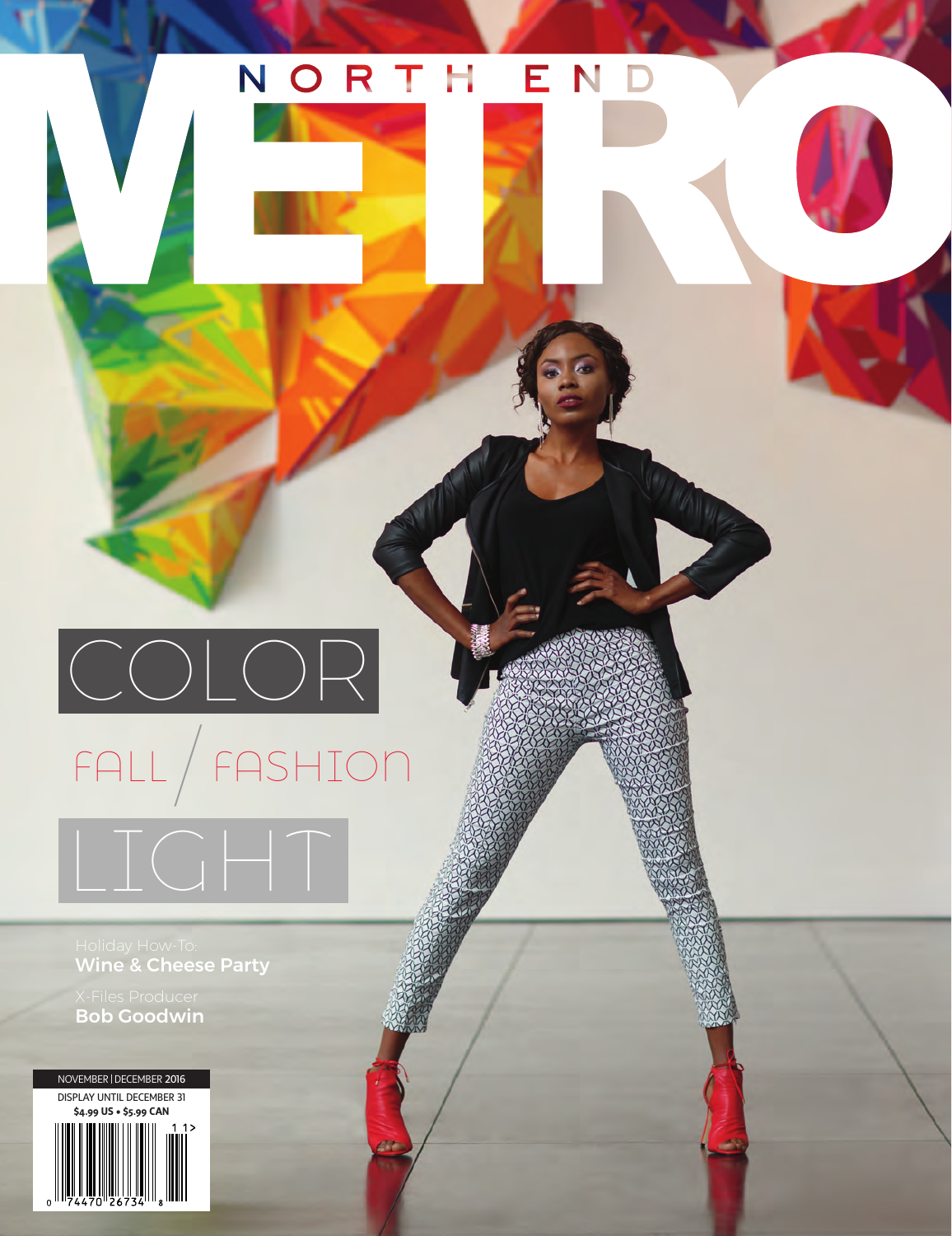# NORTH END METRO

## COLOR

## FALL / FASHION

## LIGHT

Holiday How-To:
**Wine & Cheese Party**

X-Files Producer
**Bob Goodwin**

NOVEMBER | DECEMBER 2016
DISPLAY UNTIL DECEMBER 31
**$4.99 US • $5.99 CAN**

0 74470 26734 8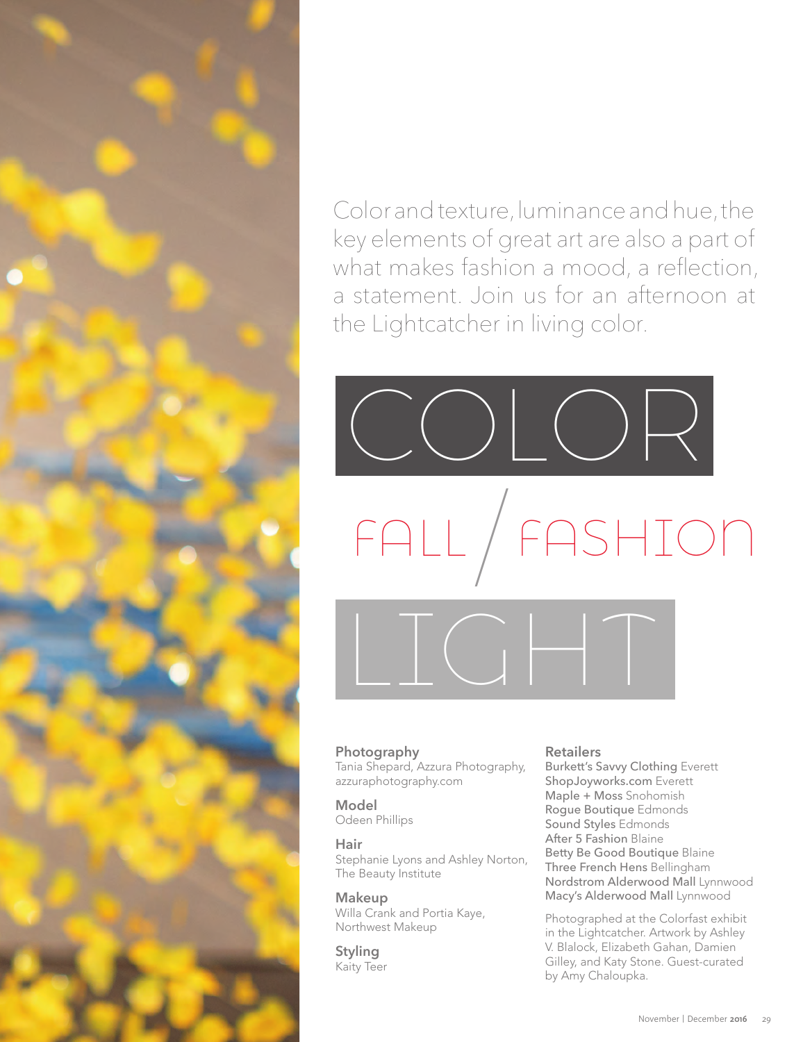Color and texture, luminance and hue, the key elements of great art are also a part of what makes fashion a mood, a reflection, a statement. Join us for an afternoon at the Lightcatcher in living color.

# COLOR

## FALL / FASHION

# LIGHT

**Photography**
Tania Shepard, Azzura Photography, azzuraphotography.com

**Model**
Odeen Phillips

**Hair**
Stephanie Lyons and Ashley Norton, The Beauty Institute

**Makeup**
Willa Crank and Portia Kaye, Northwest Makeup

**Styling**
Kaity Teer

**Retailers**
Burkett's Savvy Clothing Everett
ShopJoyworks.com Everett
Maple + Moss Snohomish
Rogue Boutique Edmonds
Sound Styles Edmonds
After 5 Fashion Blaine
Betty Be Good Boutique Blaine
Three French Hens Bellingham
Nordstrom Alderwood Mall Lynnwood
Macy's Alderwood Mall Lynnwood

Photographed at the Colorfast exhibit in the Lightcatcher. Artwork by Ashley V. Blalock, Elizabeth Gahan, Damien Gilley, and Katy Stone. Guest-curated by Amy Chaloupka.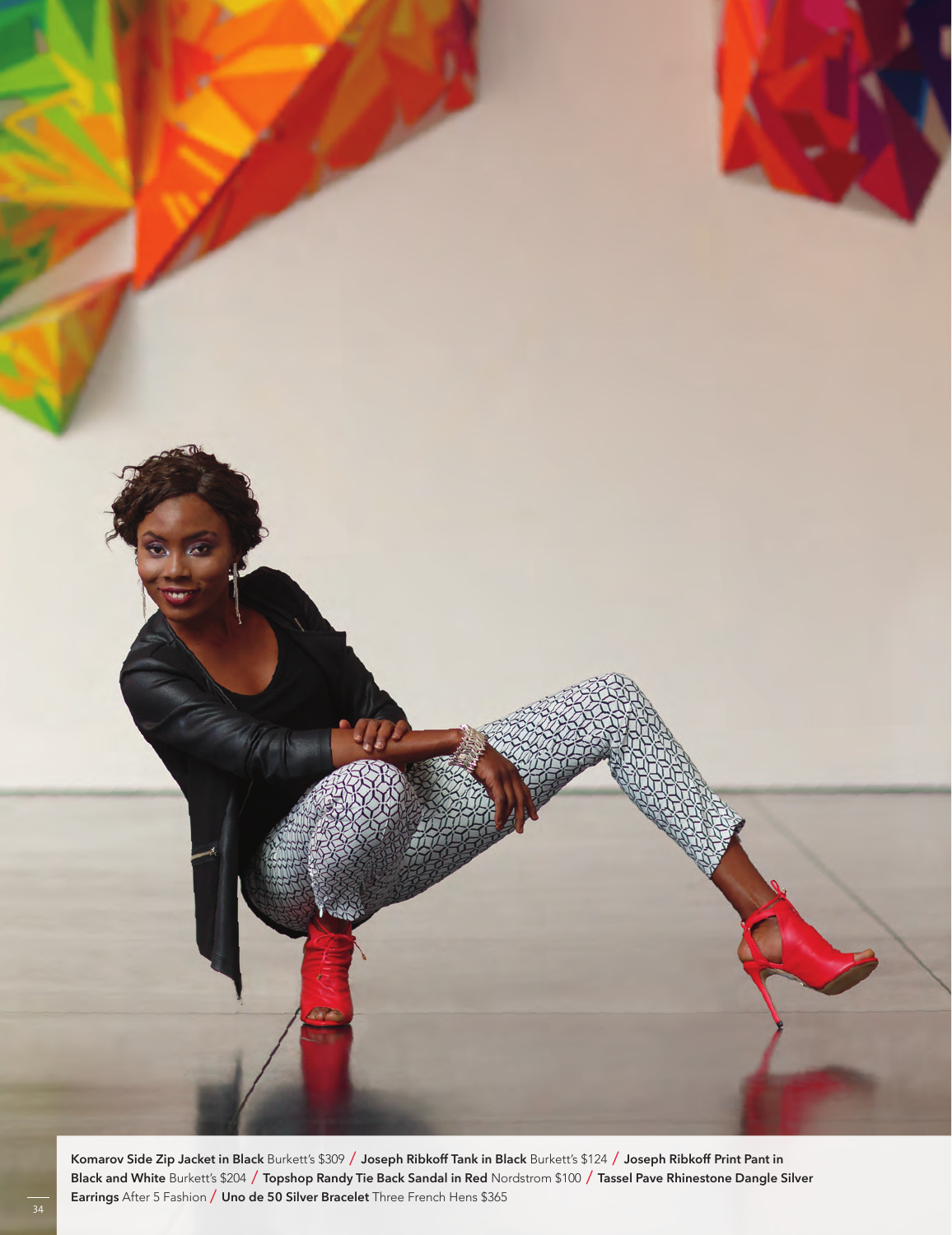**Komarov Side Zip Jacket in Black** Burkett's $309 / **Joseph Ribkoff Tank in Black** Burkett's $124 / **Joseph Ribkoff Print Pant in Black and White** Burkett's $204 / **Topshop Randy Tie Back Sandal in Red** Nordstrom $100 / **Tassel Pave Rhinestone Dangle Silver Earrings** After 5 Fashion / **Uno de 50 Silver Bracelet** Three French Hens $365